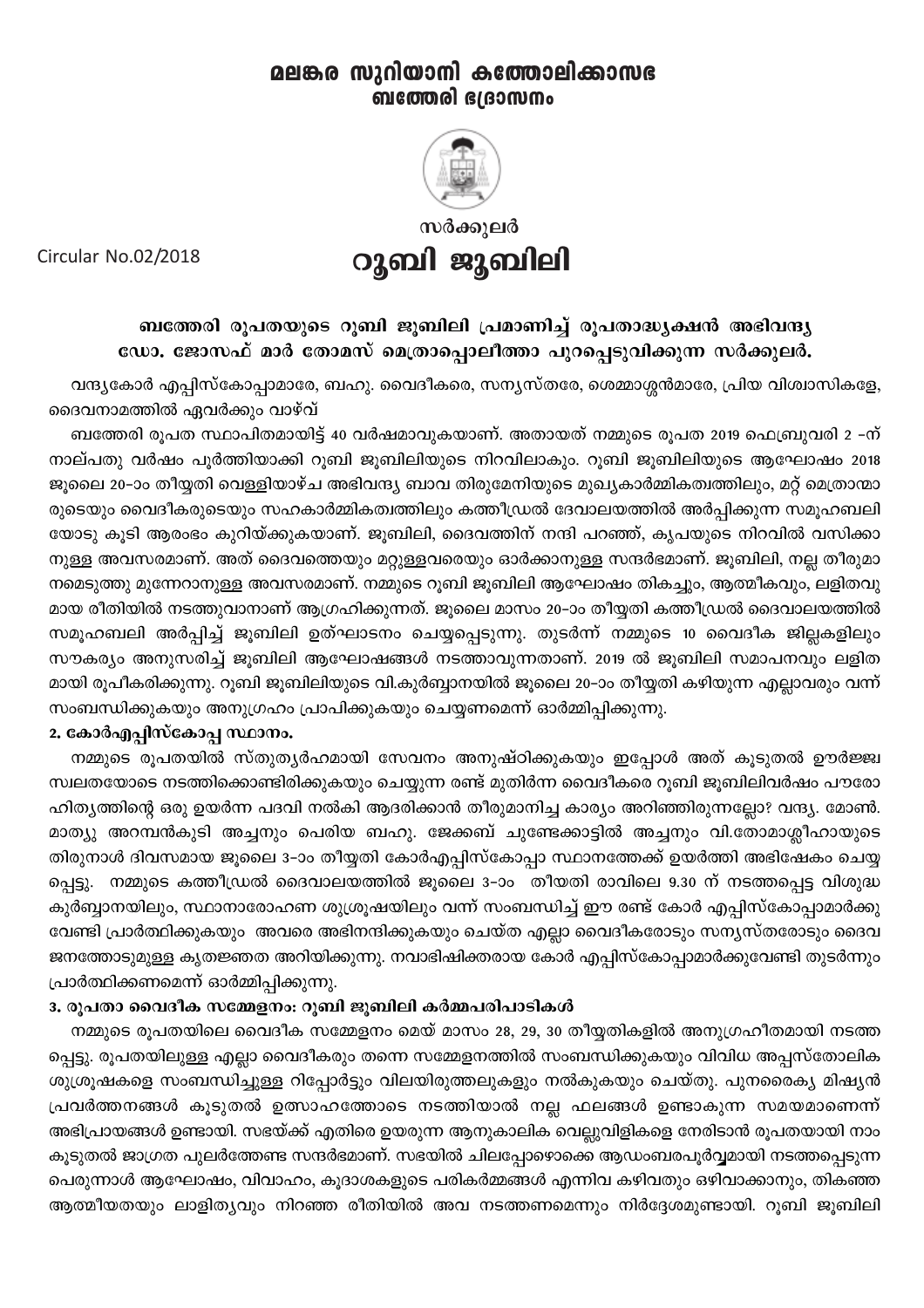# മലങ്കര സുറിയാനി കത്തോലിക്കാസഭ
## ബത്തേരി ഭദ്രാസനം

സർക്കുലർ

Circular No.02/2018

# റൂബി ജൂബിലി

### ബത്തേരി രൂപതയുടെ റൂബി ജൂബിലി പ്രമാണിച്ച് രൂപതാദ്ധ്യക്ഷൻ അഭിവന്ദ്യ ഡോ. ജോസഫ് മാർ തോമസ് മെത്രാപ്പൊലീത്താ പുറപ്പെടുവിക്കുന്ന സർക്കുലർ.

വന്ദ്യകോർ എപ്പിസ്കോപ്പാമാരേ, ബഹു. വൈദീകരെ, സന്യസ്തരേ, ശെമ്മാശ്ശൻമാരേ, പ്രിയ വിശ്വാസികളേ, ദൈവനാമത്തിൽ ഏവർക്കും വാഴ്‌വ്

ബത്തേരി രൂപത സ്ഥാപിതമായിട്ട് 40 വർഷമാവുകയാണ്. അതായത് നമ്മുടെ രൂപത 2019 ഫെബ്രുവരി 2 -ന് നാല്പതു വർഷം പൂർത്തിയാക്കി റൂബി ജൂബിലിയുടെ നിറവിലാകും. റൂബി ജൂബിലിയുടെ ആഘോഷം 2018 ജൂലൈ 20-ാം തീയ്യതി വെള്ളിയാഴ്ച അഭിവന്ദ്യ ബാവ തിരുമേനിയുടെ മുഖ്യകാർമ്മികത്വത്തിലും, മറ്റ് മെത്രാന്മാരുടെയും വൈദീകരുടെയും സഹകാർമ്മികത്വത്തിലും കത്തീഡ്രൽ ദേവാലയത്തിൽ അർപ്പിക്കുന്ന സമൂഹബലിയോടു കൂടി ആരംഭം കുറിയ്ക്കുകയാണ്. ജൂബിലി, ദൈവത്തിന് നന്ദി പറഞ്ഞ്, കൃപയുടെ നിറവിൽ വസിക്കാനുള്ള അവസരമാണ്. അത് ദൈവത്തെയും മറ്റുള്ളവരെയും ഓർക്കാനുള്ള സന്ദർഭമാണ്. ജൂബിലി, നല്ല തീരുമാനമെടുത്തു മുന്നേറാനുള്ള അവസരമാണ്. നമ്മുടെ റൂബി ജൂബിലി ആഘോഷം തികച്ചും, ആത്മീകവും, ലളിതവുമായ രീതിയിൽ നടത്തുവാനാണ് ആഗ്രഹിക്കുന്നത്. ജൂലൈ മാസം 20-ാം തീയ്യതി കത്തീഡ്രൽ ദൈവാലയത്തിൽ സമൂഹബലി അർപ്പിച്ച് ജൂബിലി ഉത്ഘാടനം ചെയ്യപ്പെടുന്നു. തുടർന്ന് നമ്മുടെ 10 വൈദീക ജില്ലകളിലും സൗകര്യം അനുസരിച്ച് ജൂബിലി ആഘോഷങ്ങൾ നടത്താവുന്നതാണ്. 2019 ൽ ജൂബിലി സമാപനവും ലളിതമായി രൂപീകരിക്കുന്നു. റൂബി ജൂബിലിയുടെ വി.കുർബ്ബാനയിൽ ജൂലൈ 20-ാം തീയ്യതി കഴിയുന്ന എല്ലാവരും വന്ന് സംബന്ധിക്കുകയും അനുഗ്രഹം പ്രാപിക്കുകയും ചെയ്യണമെന്ന് ഓർമ്മിപ്പിക്കുന്നു.

**2. കോർഎപ്പിസ്കോപ്പ സ്ഥാനം.**

നമ്മുടെ രൂപതയിൽ സ്തുത്യർഹമായി സേവനം അനുഷ്ഠിക്കുകയും ഇപ്പോൾ അത് കൂടുതൽ ഊർജ്ജസ്വലതയോടെ നടത്തിക്കൊണ്ടിരിക്കുകയും ചെയ്യുന്ന രണ്ട് മുതിർന്ന വൈദീകരെ റൂബി ജൂബിലിവർഷം പൗരോഹിത്യത്തിന്റെ ഒരു ഉയർന്ന പദവി നൽകി ആദരിക്കാൻ തീരുമാനിച്ച കാര്യം അറിഞ്ഞിരുന്നല്ലോ? വന്ദ്യ. മോൺ. മാത്യു അറമ്പൻകുടി അച്ചനും പെരിയ ബഹു. ജേക്കബ് ചുണ്ടേക്കാട്ടിൽ അച്ചനും വി.തോമാശ്ലീഹായുടെ തിരുനാൾ ദിവസമായ ജൂലൈ 3-ാം തീയ്യതി കോർഎപ്പിസ്കോപ്പാ സ്ഥാനത്തേക്ക് ഉയർത്തി അഭിഷേകം ചെയ്യപ്പെട്ടു. നമ്മുടെ കത്തീഡ്രൽ ദൈവാലയത്തിൽ ജൂലൈ 3-ാം തീയതി രാവിലെ 9.30 ന് നടത്തപ്പെട്ട വിശുദ്ധ കുർബ്ബാനയിലും, സ്ഥാനാരോഹണ ശുശ്രൂഷയിലും വന്ന് സംബന്ധിച്ച് ഈ രണ്ട് കോർ എപ്പിസ്കോപ്പാമാർക്കു വേണ്ടി പ്രാർത്ഥിക്കുകയും അവരെ അഭിനന്ദിക്കുകയും ചെയ്ത എല്ലാ വൈദീകരോടും സന്യസ്തരോടും ദൈവജനത്തോടുമുള്ള കൃതജ്ഞത അറിയിക്കുന്നു. നവാഭിഷിക്തരായ കോർ എപ്പിസ്കോപ്പാമാർക്കുവേണ്ടി തുടർന്നും പ്രാർത്ഥിക്കണമെന്ന് ഓർമ്മിപ്പിക്കുന്നു.

**3. രൂപതാ വൈദീക സമ്മേളനം: റൂബി ജൂബിലി കർമ്മപരിപാടികൾ**

നമ്മുടെ രൂപതയിലെ വൈദീക സമ്മേളനം മെയ് മാസം 28, 29, 30 തീയ്യതികളിൽ അനുഗ്രഹീതമായി നടത്തപ്പെട്ടു. രൂപതയിലുള്ള എല്ലാ വൈദീകരും തന്നെ സമ്മേളനത്തിൽ സംബന്ധിക്കുകയും വിവിധ അപ്പസ്തോലിക ശുശ്രൂഷകളെ സംബന്ധിച്ചുള്ള റിപ്പോർട്ടും വിലയിരുത്തലുകളും നൽകുകയും ചെയ്തു. പുനരൈക്യ മിഷ്യൻ പ്രവർത്തനങ്ങൾ കൂടുതൽ ഉത്സാഹത്തോടെ നടത്തിയാൽ നല്ല ഫലങ്ങൾ ഉണ്ടാകുന്ന സമയമാണെന്ന് അഭിപ്രായങ്ങൾ ഉണ്ടായി. സഭയ്ക്ക് എതിരെ ഉയരുന്ന ആനുകാലിക വെല്ലുവിളികളെ നേരിടാൻ രൂപതയായി നാം കൂടുതൽ ജാഗ്രത പുലർത്തേണ്ട സന്ദർഭമാണ്. സഭയിൽ ചിലപ്പോഴൊക്കെ ആഡംബരപൂർവ്വമായി നടത്തപ്പെടുന്ന പെരുന്നാൾ ആഘോഷം, വിവാഹം, കൂദാശകളുടെ പരികർമ്മങ്ങൾ എന്നിവ കഴിവതും ഒഴിവാക്കാനും, തികഞ്ഞ ആത്മീയതയും ലാളിത്യവും നിറഞ്ഞ രീതിയിൽ അവ നടത്തണമെന്നും നിർദ്ദേശമുണ്ടായി. റൂബി ജൂബിലി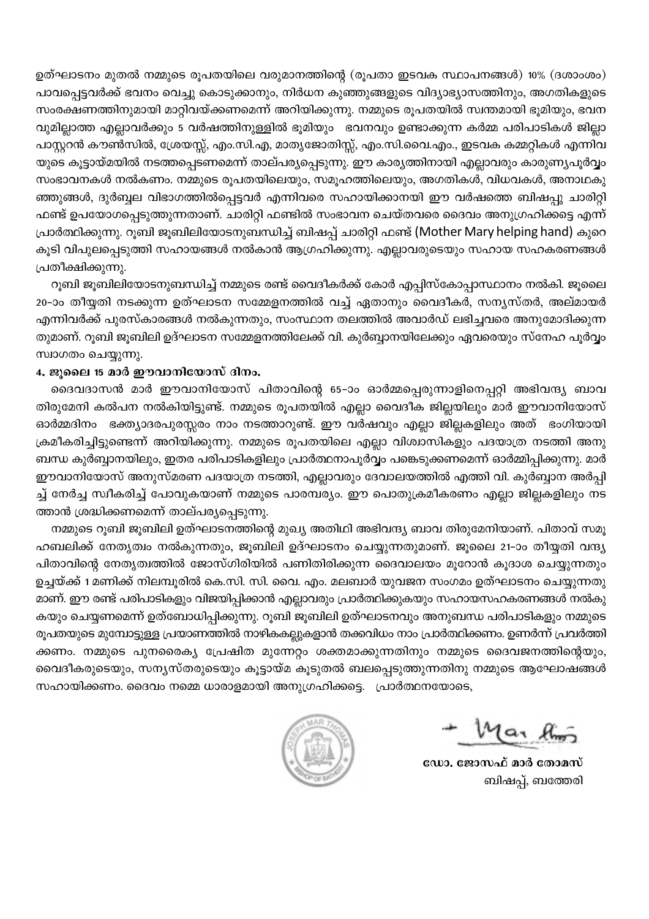ഉത്ഘാടനം മുതൽ നമ്മുടെ രൂപതയിലെ വരുമാനത്തിന്റെ (രൂപതാ ഇടവക സ്ഥാപനങ്ങൾ) 10% (ദശാംശം) പാവപ്പെട്ടവർക്ക് ഭവനം വെച്ചു കൊടുക്കാനും, നിർധന കുഞ്ഞുങ്ങളുടെ വിദ്യാഭ്യാസത്തിനും, അഗതികളുടെ സംരക്ഷണത്തിനുമായി മാറ്റിവയ്ക്കണമെന്ന് അറിയിക്കുന്നു. നമ്മുടെ രൂപതയിൽ സ്വന്തമായി ഭൂമിയും, ഭവനവുമില്ലാത്ത എല്ലാവർക്കും 5 വർഷത്തിനുള്ളിൽ ഭൂമിയും ഭവനവും ഉണ്ടാക്കുന്ന കർമ്മ പരിപാടികൾ ജില്ലാ പാസ്റ്ററൻ കൗൺസിൽ, ശ്രേയസ്സ്, എം.സി.എ, മാതൃജോതിസ്സ്, എം.സി.വൈ.എം., ഇടവക കമ്മറ്റികൾ എന്നിവയുടെ കൂട്ടായ്മയിൽ നടത്തപ്പെടണമെന്ന് താല്പര്യപ്പെടുന്നു. ഈ കാര്യത്തിനായി എല്ലാവരും കാരുണ്യപൂർവ്വം സംഭാവനകൾ നൽകണം. നമ്മുടെ രൂപതയിലെയും, സമൂഹത്തിലെയും, അഗതികൾ, വിധവകൾ, അനാഥകുഞ്ഞുങ്ങൾ, ദുർബ്ബല വിഭാഗത്തിൽപ്പെട്ടവർ എന്നിവരെ സഹായിക്കാനായി ഈ വർഷത്തെ ബിഷപ്പു ചാരിറ്റി ഫണ്ട് ഉപയോഗപ്പെടുത്തുന്നതാണ്. ചാരിറ്റി ഫണ്ടിൽ സംഭാവന ചെയ്തവരെ ദൈവം അനുഗ്രഹിക്കട്ടെ എന്ന് പ്രാർത്ഥിക്കുന്നു. റൂബി ജൂബിലിയോടനുബന്ധിച്ച് ബിഷപ്പ് ചാരിറ്റി ഫണ്ട് (Mother Mary helping hand) കുറെ കൂടി വിപുലപ്പെടുത്തി സഹായങ്ങൾ നൽകാൻ ആഗ്രഹിക്കുന്നു. എല്ലാവരുടെയും സഹായ സഹകരണങ്ങൾ പ്രതീക്ഷിക്കുന്നു.

റൂബി ജൂബിലിയോടനുബന്ധിച്ച് നമ്മുടെ രണ്ട് വൈദീകർക്ക് കോർ എപ്പിസ്കോപ്പാസ്ഥാനം നൽകി. ജൂലൈ 20–ാം തീയ്യതി നടക്കുന്ന ഉത്ഘാടന സമ്മേളനത്തിൽ വച്ച് ഏതാനും വൈദീകർ, സന്യസ്തർ, അല്മായർ എന്നിവർക്ക് പുരസ്കാരങ്ങൾ നൽകുന്നതും, സംസ്ഥാന തലത്തിൽ അവാർഡ് ലഭിച്ചവരെ അനുമോദിക്കുന്നതുമാണ്. റൂബി ജൂബിലി ഉദ്ഘാടന സമ്മേളനത്തിലേക്ക് വി. കുർബ്ബാനയിലേക്കും ഏവരെയും സ്നേഹ പൂർവ്വം സ്വാഗതം ചെയ്യുന്നു.

**4. ജൂലൈ 15 മാർ ഈവാനിയോസ് ദിനം.**

ദൈവദാസൻ മാർ ഈവാനിയോസ് പിതാവിന്റെ 65–ാം ഓർമ്മപ്പെരുന്നാളിനെപ്പറ്റി അഭിവന്ദ്യ ബാവ തിരുമേനി കൽപന നൽകിയിട്ടുണ്ട്. നമ്മുടെ രൂപതയിൽ എല്ലാ വൈദീക ജില്ലയിലും മാർ ഈവാനിയോസ് ഓർമ്മദിനം ഭക്ത്യാദരപുരസ്സരം നാം നടത്താറുണ്ട്. ഈ വർഷവും എല്ലാ ജില്ലകളിലും അത് ഭംഗിയായി ക്രമീകരിച്ചിട്ടുണ്ടെന്ന് അറിയിക്കുന്നു. നമ്മുടെ രൂപതയിലെ എല്ലാ വിശ്വാസികളും പദയാത്ര നടത്തി അനുബന്ധ കുർബ്ബാനയിലും, ഇതര പരിപാടികളിലും പ്രാർത്ഥനാപൂർവ്വം പങ്കെടുക്കണമെന്ന് ഓർമ്മിപ്പിക്കുന്നു. മാർ ഈവാനിയോസ് അനുസ്മരണ പദയാത്ര നടത്തി, എല്ലാവരും ദേവാലയത്തിൽ എത്തി വി. കുർബ്ബാന അർപ്പിച്ച് നേർച്ച സ്വീകരിച്ച് പോവുകയാണ് നമ്മുടെ പാരമ്പര്യം. ഈ പൊതുക്രമീകരണം എല്ലാ ജില്ലകളിലും നടത്താൻ ശ്രദ്ധിക്കണമെന്ന് താല്പര്യപ്പെടുന്നു.

നമ്മുടെ റൂബി ജൂബിലി ഉത്ഘാടനത്തിന്റെ മുഖ്യ അതിഥി അഭിവന്ദ്യ ബാവ തിരുമേനിയാണ്. പിതാവ് സമൂഹബലിക്ക് നേതൃത്വം നൽകുന്നതും, ജൂബിലി ഉദ്ഘാടനം ചെയ്യുന്നതുമാണ്. ജൂലൈ 21–ാം തീയ്യതി വന്ദ്യ പിതാവിന്റെ നേതൃത്വത്തിൽ ജോസ്ഗിരിയിൽ പണിതിരിക്കുന്ന ദൈവാലയം മൂറോൻ കൂദാശ ചെയ്യുന്നതും ഉച്ചയ്ക്ക് 1 മണിക്ക് നിലമ്പൂരിൽ കെ.സി. സി. വൈ. എം. മലബാർ യുവജന സംഗമം ഉത്ഘാടനം ചെയ്യുന്നതുമാണ്. ഈ രണ്ട് പരിപാടികളും വിജയിപ്പിക്കാൻ എല്ലാവരും പ്രാർത്ഥിക്കുകയും സഹായസഹകരണങ്ങൾ നൽകുകയും ചെയ്യണമെന്ന് ഉത്ബോധിപ്പിക്കുന്നു. റൂബി ജൂബിലി ഉത്ഘാടനവും അനുബന്ധ പരിപാടികളും നമ്മുടെ രൂപതയുടെ മുമ്പോട്ടുള്ള പ്രയാണത്തിൽ നാഴികക്കല്ലുകളാൻ തക്കവിധം നാം പ്രാർത്ഥിക്കണം. ഉണർന്ന് പ്രവർത്തിക്കണം. നമ്മുടെ പുനരൈക്യ പ്രേഷിത മുന്നേറ്റം ശക്തമാക്കുന്നതിനും നമ്മുടെ ദൈവജനത്തിന്റെയും, വൈദീകരുടെയും, സന്യസ്തരുടെയും കൂട്ടായ്മ കൂടുതൽ ബലപ്പെടുത്തുന്നതിനു നമ്മുടെ ആഘോഷങ്ങൾ സഹായിക്കണം. ദൈവം നമ്മെ ധാരാളമായി അനുഗ്രഹിക്കട്ടെ. പ്രാർത്ഥനയോടെ,

ഡോ. ജോസഫ് മാർ തോമസ്
ബിഷപ്പ്, ബത്തേരി